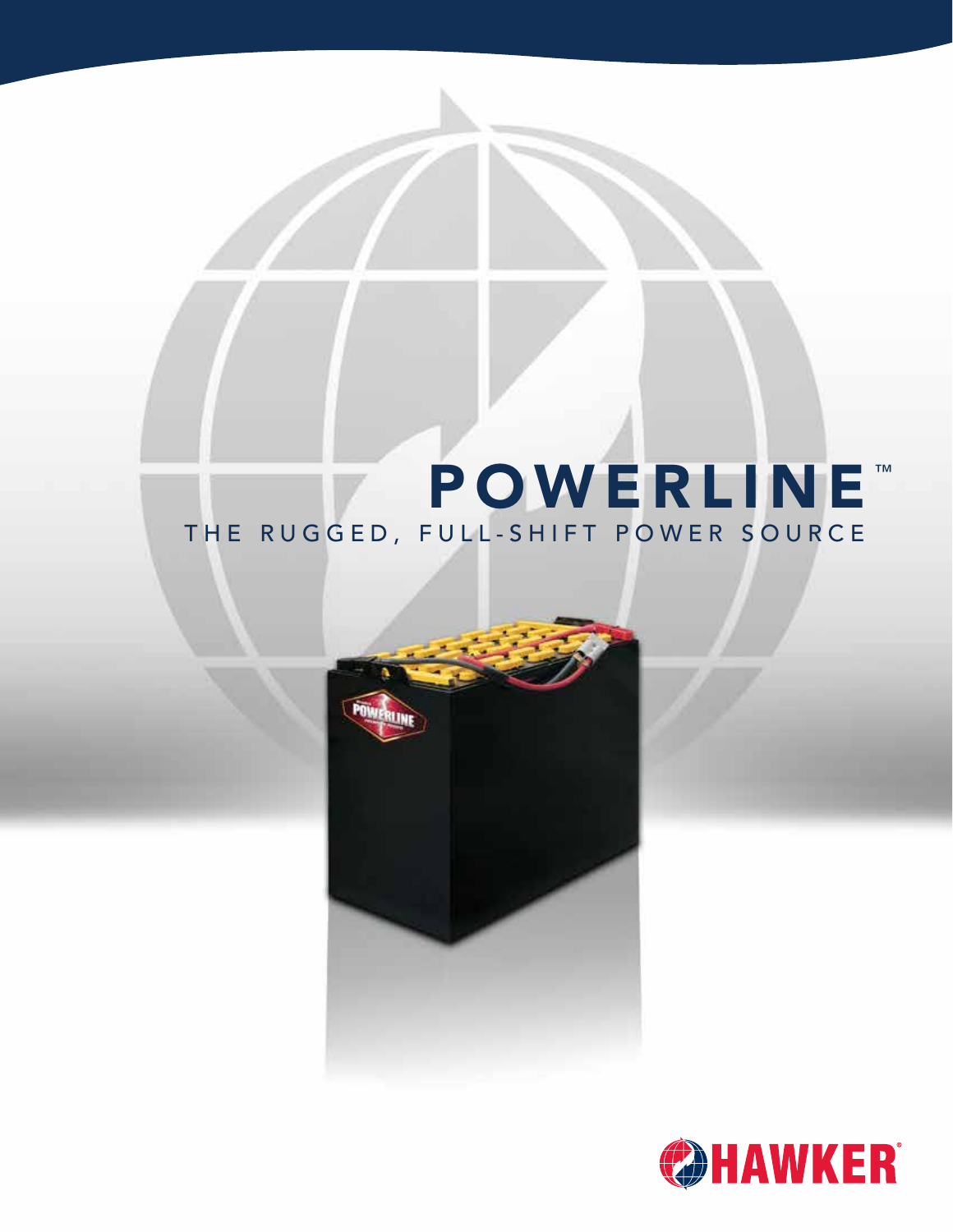# POWERLINE™

THE RUGGED, FULL-SHIFT POWER SOURCE

HAWKER®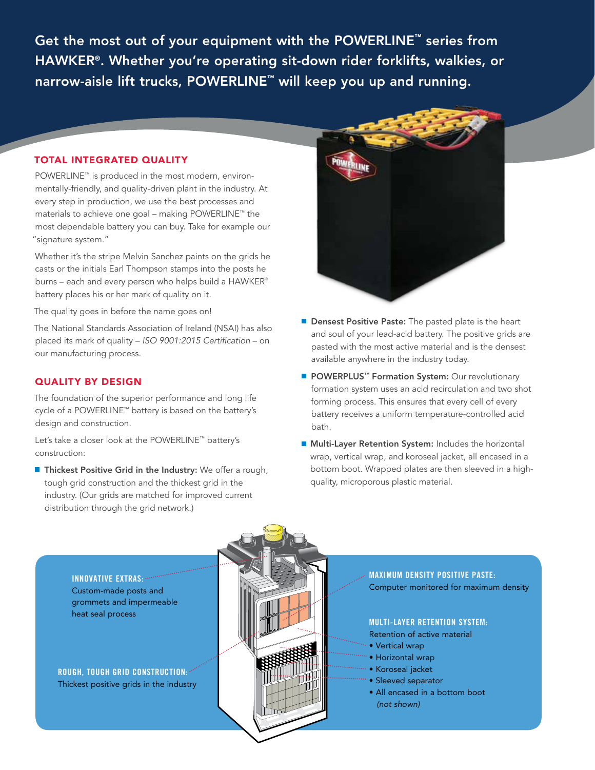Get the most out of your equipment with the POWERLINE™ series from HAWKER®. Whether you're operating sit-down rider forklifts, walkies, or narrow-aisle lift trucks, POWERLINE™ will keep you up and running.

## TOTAL INTEGRATED QUALITY

POWERLINE™ is produced in the most modern, environmentally-friendly, and quality-driven plant in the industry. At every step in production, we use the best processes and materials to achieve one goal – making POWERLINE™ the most dependable battery you can buy. Take for example our "signature system."

Whether it's the stripe Melvin Sanchez paints on the grids he casts or the initials Earl Thompson stamps into the posts he burns – each and every person who helps build a HAWKER® battery places his or her mark of quality on it.

The quality goes in before the name goes on!

The National Standards Association of Ireland (NSAI) has also placed its mark of quality – *ISO 9001:2015 Certification* – on our manufacturing process.

## QUALITY BY DESIGN

The foundation of the superior performance and long life cycle of a POWERLINE™ battery is based on the battery's design and construction.

Let's take a closer look at the POWERLINE™ battery's construction:

- **Thickest Positive Grid in the Industry:** We offer a rough, tough grid construction and the thickest grid in the industry. (Our grids are matched for improved current distribution through the grid network.)
- **Densest Positive Paste:** The pasted plate is the heart and soul of your lead-acid battery. The positive grids are pasted with the most active material and is the densest available anywhere in the industry today.
- **POWERPLUS™ Formation System:** Our revolutionary formation system uses an acid recirculation and two shot forming process. This ensures that every cell of every battery receives a uniform temperature-controlled acid bath.
- **Multi-Layer Retention System:** Includes the horizontal wrap, vertical wrap, and koroseal jacket, all encased in a bottom boot. Wrapped plates are then sleeved in a high-quality, microporous plastic material.

**INNOVATIVE EXTRAS:**
Custom-made posts and grommets and impermeable heat seal process

**ROUGH, TOUGH GRID CONSTRUCTION:**
Thickest positive grids in the industry

**MAXIMUM DENSITY POSITIVE PASTE:**
Computer monitored for maximum density

**MULTI-LAYER RETENTION SYSTEM:**
Retention of active material
- Vertical wrap
- Horizontal wrap
- Koroseal jacket
- Sleeved separator
- All encased in a bottom boot *(not shown)*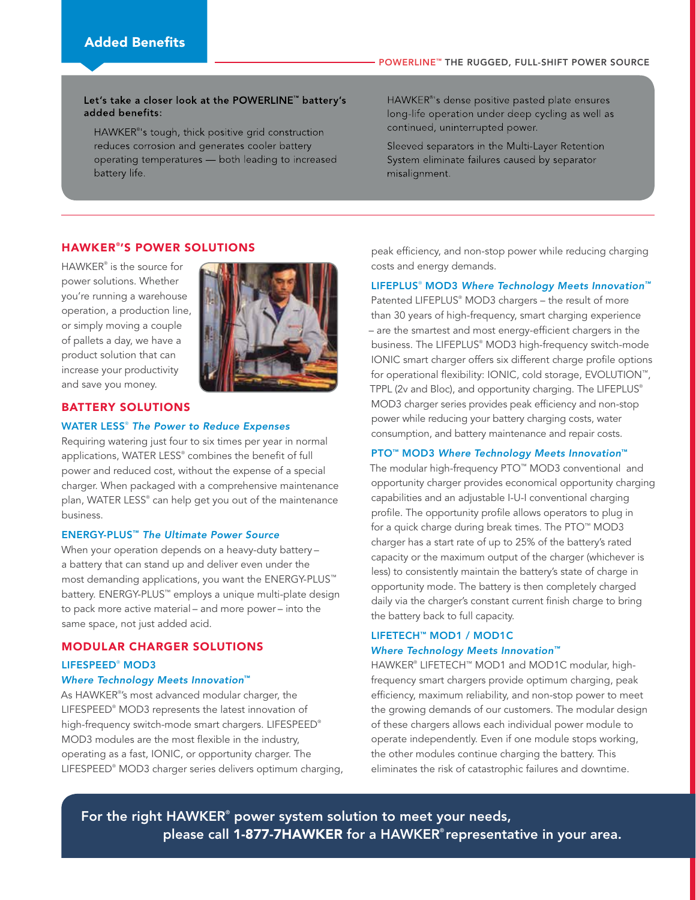## Added Benefits

POWERLINE™ THE RUGGED, FULL-SHIFT POWER SOURCE

**Let's take a closer look at the POWERLINE™ battery's added benefits:**

HAWKER®'s tough, thick positive grid construction reduces corrosion and generates cooler battery operating temperatures — both leading to increased battery life.

HAWKER®'s dense positive pasted plate ensures long-life operation under deep cycling as well as continued, uninterrupted power.

Sleeved separators in the Multi-Layer Retention System eliminate failures caused by separator misalignment.

## HAWKER®'S POWER SOLUTIONS

HAWKER® is the source for power solutions. Whether you're running a warehouse operation, a production line, or simply moving a couple of pallets a day, we have a product solution that can increase your productivity and save you money.

## BATTERY SOLUTIONS

### WATER LESS® *The Power to Reduce Expenses*

Requiring watering just four to six times per year in normal applications, WATER LESS® combines the benefit of full power and reduced cost, without the expense of a special charger. When packaged with a comprehensive maintenance plan, WATER LESS® can help get you out of the maintenance business.

### ENERGY-PLUS™ *The Ultimate Power Source*

When your operation depends on a heavy-duty battery – a battery that can stand up and deliver even under the most demanding applications, you want the ENERGY-PLUS™ battery. ENERGY-PLUS™ employs a unique multi-plate design to pack more active material – and more power – into the same space, not just added acid.

## MODULAR CHARGER SOLUTIONS

### LIFESPEED® MOD3 *Where Technology Meets Innovation™*

As HAWKER®'s most advanced modular charger, the LIFESPEED® MOD3 represents the latest innovation of high-frequency switch-mode smart chargers. LIFESPEED® MOD3 modules are the most flexible in the industry, operating as a fast, IONIC, or opportunity charger. The LIFESPEED® MOD3 charger series delivers optimum charging, peak efficiency, and non-stop power while reducing charging costs and energy demands.

### LIFEPLUS® MOD3 *Where Technology Meets Innovation™*

Patented LIFEPLUS® MOD3 chargers – the result of more than 30 years of high-frequency, smart charging experience – are the smartest and most energy-efficient chargers in the business. The LIFEPLUS® MOD3 high-frequency switch-mode IONIC smart charger offers six different charge profile options for operational flexibility: IONIC, cold storage, EVOLUTION™, TPPL (2v and Bloc), and opportunity charging. The LIFEPLUS® MOD3 charger series provides peak efficiency and non-stop power while reducing your battery charging costs, water consumption, and battery maintenance and repair costs.

### PTO™ MOD3 *Where Technology Meets Innovation™*

The modular high-frequency PTO™ MOD3 conventional and opportunity charger provides economical opportunity charging capabilities and an adjustable I-U-I conventional charging profile. The opportunity profile allows operators to plug in for a quick charge during break times. The PTO™ MOD3 charger has a start rate of up to 25% of the battery's rated capacity or the maximum output of the charger (whichever is less) to consistently maintain the battery's state of charge in opportunity mode. The battery is then completely charged daily via the charger's constant current finish charge to bring the battery back to full capacity.

### LIFETECH™ MOD1 / MOD1C *Where Technology Meets Innovation™*

HAWKER® LIFETECH™ MOD1 and MOD1C modular, high-frequency smart chargers provide optimum charging, peak efficiency, maximum reliability, and non-stop power to meet the growing demands of our customers. The modular design of these chargers allows each individual power module to operate independently. Even if one module stops working, the other modules continue charging the battery. This eliminates the risk of catastrophic failures and downtime.

**For the right HAWKER® power system solution to meet your needs, please call 1-877-7HAWKER for a HAWKER® representative in your area.**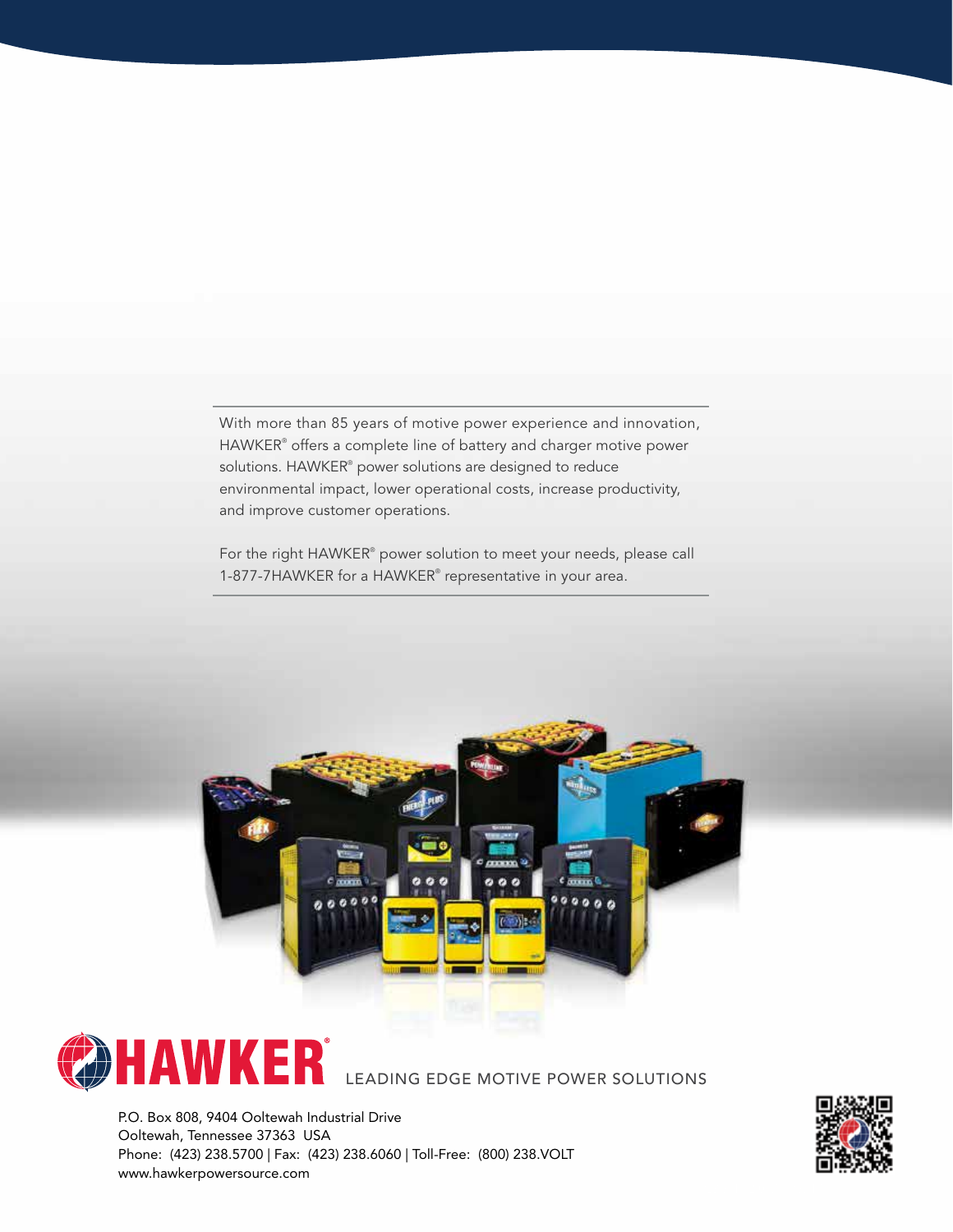With more than 85 years of motive power experience and innovation, HAWKER® offers a complete line of battery and charger motive power solutions. HAWKER® power solutions are designed to reduce environmental impact, lower operational costs, increase productivity, and improve customer operations.

For the right HAWKER® power solution to meet your needs, please call 1-877-7HAWKER for a HAWKER® representative in your area.

**HAWKER®** LEADING EDGE MOTIVE POWER SOLUTIONS

P.O. Box 808, 9404 Ooltewah Industrial Drive
Ooltewah, Tennessee 37363 USA
Phone: (423) 238.5700 | Fax: (423) 238.6060 | Toll-Free: (800) 238.VOLT
www.hawkerpowersource.com